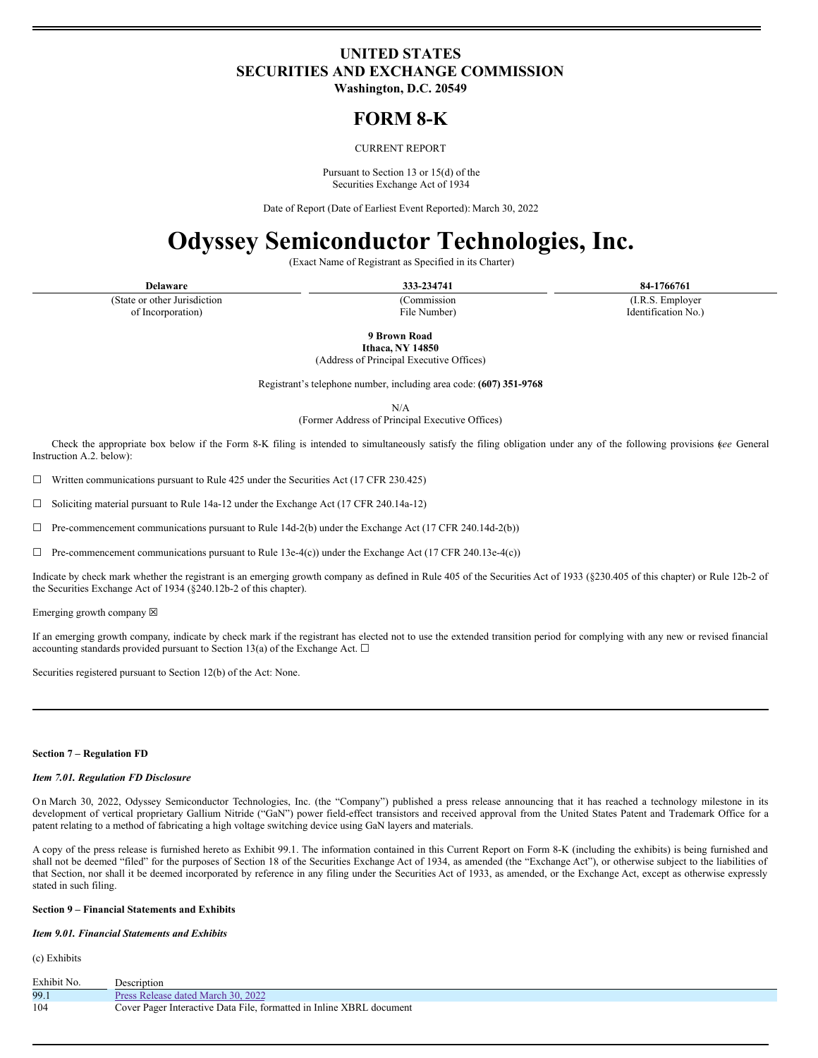# UNITED STATES
# SECURITIES AND EXCHANGE COMMISSION
**Washington, D.C. 20549**

# FORM 8-K

CURRENT REPORT

Pursuant to Section 13 or 15(d) of the
Securities Exchange Act of 1934

Date of Report (Date of Earliest Event Reported): March 30, 2022

# Odyssey Semiconductor Technologies, Inc.

(Exact Name of Registrant as Specified in its Charter)

| **Delaware** | **333-234741** | **84-1766761** |
|---|---|---|
| (State or other Jurisdiction of Incorporation) | (Commission File Number) | (I.R.S. Employer Identification No.) |

**9 Brown Road**
**Ithaca, NY 14850**
(Address of Principal Executive Offices)

Registrant's telephone number, including area code: **(607) 351-9768**

N/A
(Former Address of Principal Executive Offices)

Check the appropriate box below if the Form 8-K filing is intended to simultaneously satisfy the filing obligation under any of the following provisions (*see* General Instruction A.2. below):

☐ Written communications pursuant to Rule 425 under the Securities Act (17 CFR 230.425)

☐ Soliciting material pursuant to Rule 14a-12 under the Exchange Act (17 CFR 240.14a-12)

☐ Pre-commencement communications pursuant to Rule 14d-2(b) under the Exchange Act (17 CFR 240.14d-2(b))

☐ Pre-commencement communications pursuant to Rule 13e-4(c)) under the Exchange Act (17 CFR 240.13e-4(c))

Indicate by check mark whether the registrant is an emerging growth company as defined in Rule 405 of the Securities Act of 1933 (§230.405 of this chapter) or Rule 12b-2 of the Securities Exchange Act of 1934 (§240.12b-2 of this chapter).

Emerging growth company ☒

If an emerging growth company, indicate by check mark if the registrant has elected not to use the extended transition period for complying with any new or revised financial accounting standards provided pursuant to Section 13(a) of the Exchange Act. ☐

Securities registered pursuant to Section 12(b) of the Act: None.

---

**Section 7 – Regulation FD**

***Item 7.01. Regulation FD Disclosure***

On March 30, 2022, Odyssey Semiconductor Technologies, Inc. (the "Company") published a press release announcing that it has reached a technology milestone in its development of vertical proprietary Gallium Nitride ("GaN") power field-effect transistors and received approval from the United States Patent and Trademark Office for a patent relating to a method of fabricating a high voltage switching device using GaN layers and materials.

A copy of the press release is furnished hereto as Exhibit 99.1. The information contained in this Current Report on Form 8-K (including the exhibits) is being furnished and shall not be deemed "filed" for the purposes of Section 18 of the Securities Exchange Act of 1934, as amended (the "Exchange Act"), or otherwise subject to the liabilities of that Section, nor shall it be deemed incorporated by reference in any filing under the Securities Act of 1933, as amended, or the Exchange Act, except as otherwise expressly stated in such filing.

**Section 9 – Financial Statements and Exhibits**

***Item 9.01. Financial Statements and Exhibits***

(c) Exhibits

| Exhibit No. | Description |
|---|---|
| 99.1 | Press Release dated March 30, 2022 |
| 104 | Cover Pager Interactive Data File, formatted in Inline XBRL document |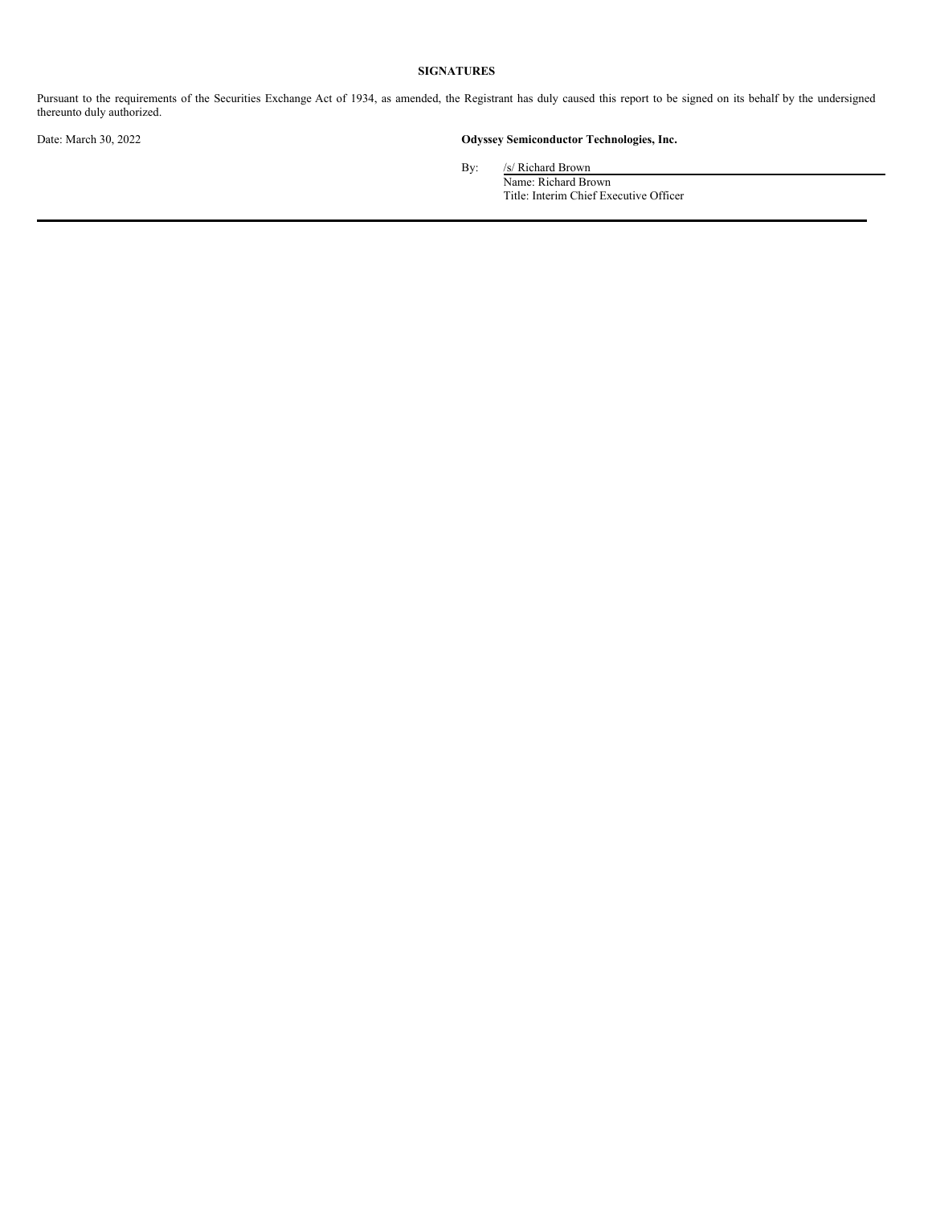**SIGNATURES**

Pursuant to the requirements of the Securities Exchange Act of 1934, as amended, the Registrant has duly caused this report to be signed on its behalf by the undersigned thereunto duly authorized.

Date: March 30, 2022

**Odyssey Semiconductor Technologies, Inc.**

By: /s/ Richard Brown
Name: Richard Brown
Title: Interim Chief Executive Officer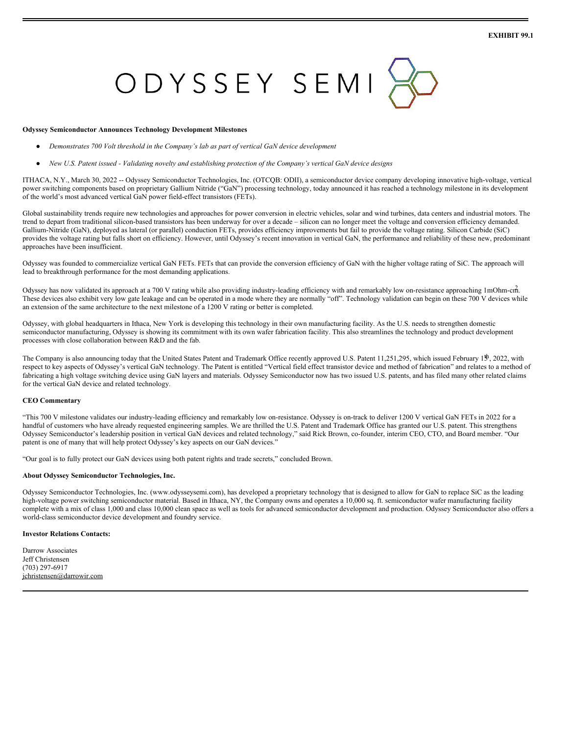**EXHIBIT 99.1**

ODYSSEY SEMI

**Odyssey Semiconductor Announces Technology Development Milestones**

- *Demonstrates 700 Volt threshold in the Company's lab as part of vertical GaN device development*
- *New U.S. Patent issued - Validating novelty and establishing protection of the Company's vertical GaN device designs*

ITHACA, N.Y., March 30, 2022 -- Odyssey Semiconductor Technologies, Inc. (OTCQB: ODII), a semiconductor device company developing innovative high-voltage, vertical power switching components based on proprietary Gallium Nitride ("GaN") processing technology, today announced it has reached a technology milestone in its development of the world's most advanced vertical GaN power field-effect transistors (FETs).

Global sustainability trends require new technologies and approaches for power conversion in electric vehicles, solar and wind turbines, data centers and industrial motors. The trend to depart from traditional silicon-based transistors has been underway for over a decade – silicon can no longer meet the voltage and conversion efficiency demanded. Gallium-Nitride (GaN), deployed as lateral (or parallel) conduction FETs, provides efficiency improvements but fail to provide the voltage rating. Silicon Carbide (SiC) provides the voltage rating but falls short on efficiency. However, until Odyssey's recent innovation in vertical GaN, the performance and reliability of these new, predominant approaches have been insufficient.

Odyssey was founded to commercialize vertical GaN FETs. FETs that can provide the conversion efficiency of GaN with the higher voltage rating of SiC. The approach will lead to breakthrough performance for the most demanding applications.

Odyssey has now validated its approach at a 700 V rating while also providing industry-leading efficiency with and remarkably low on-resistance approaching 1mOhm-$cm^2$. These devices also exhibit very low gate leakage and can be operated in a mode where they are normally "off". Technology validation can begin on these 700 V devices while an extension of the same architecture to the next milestone of a 1200 V rating or better is completed.

Odyssey, with global headquarters in Ithaca, New York is developing this technology in their own manufacturing facility. As the U.S. needs to strengthen domestic semiconductor manufacturing, Odyssey is showing its commitment with its own wafer fabrication facility. This also streamlines the technology and product development processes with close collaboration between R&D and the fab.

The Company is also announcing today that the United States Patent and Trademark Office recently approved U.S. Patent 11,251,295, which issued February 15th, 2022, with respect to key aspects of Odyssey's vertical GaN technology. The Patent is entitled "Vertical field effect transistor device and method of fabrication" and relates to a method of fabricating a high voltage switching device using GaN layers and materials. Odyssey Semiconductor now has two issued U.S. patents, and has filed many other related claims for the vertical GaN device and related technology.

**CEO Commentary**

"This 700 V milestone validates our industry-leading efficiency and remarkably low on-resistance. Odyssey is on-track to deliver 1200 V vertical GaN FETs in 2022 for a handful of customers who have already requested engineering samples. We are thrilled the U.S. Patent and Trademark Office has granted our U.S. patent. This strengthens Odyssey Semiconductor's leadership position in vertical GaN devices and related technology," said Rick Brown, co-founder, interim CEO, CTO, and Board member. "Our patent is one of many that will help protect Odyssey's key aspects on our GaN devices."

"Our goal is to fully protect our GaN devices using both patent rights and trade secrets," concluded Brown.

**About Odyssey Semiconductor Technologies, Inc.**

Odyssey Semiconductor Technologies, Inc. (www.odysseysemi.com), has developed a proprietary technology that is designed to allow for GaN to replace SiC as the leading high-voltage power switching semiconductor material. Based in Ithaca, NY, the Company owns and operates a 10,000 sq. ft. semiconductor wafer manufacturing facility complete with a mix of class 1,000 and class 10,000 clean space as well as tools for advanced semiconductor development and production. Odyssey Semiconductor also offers a world-class semiconductor device development and foundry service.

**Investor Relations Contacts:**

Darrow Associates
Jeff Christensen
(703) 297-6917
jchristensen@darrowir.com